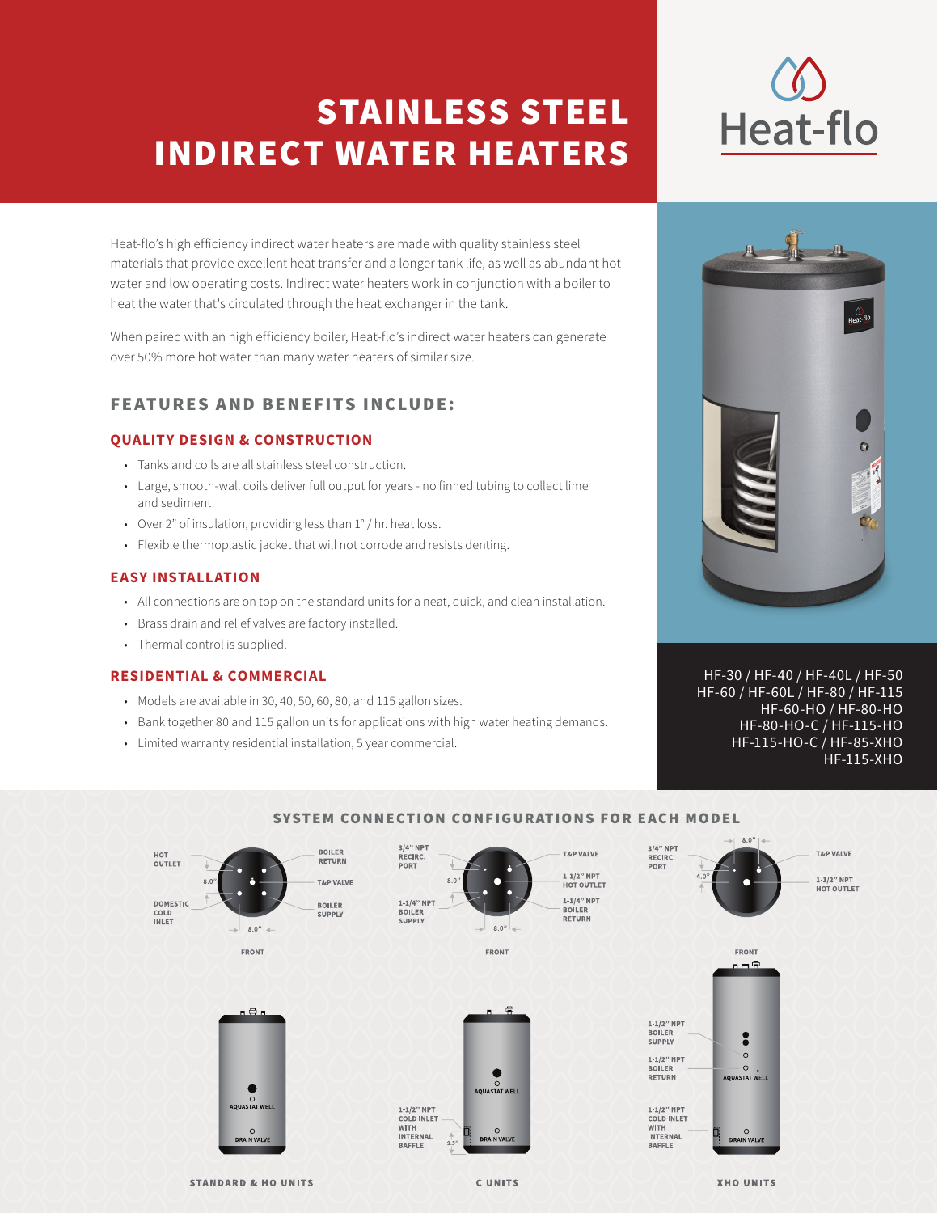# STAINLESS STEEL INDIRECT WATER HEATERS

Heat-flo

Heat-flo's high efficiency indirect water heaters are made with quality stainless steel materials that provide excellent heat transfer and a longer tank life, as well as abundant hot water and low operating costs. Indirect water heaters work in conjunction with a boiler to heat the water that's circulated through the heat exchanger in the tank.

When paired with an high efficiency boiler, Heat-flo's indirect water heaters can generate over 50% more hot water than many water heaters of similar size.

HF-30 / HF-40 / HF-40L / HF-50
HF-60 / HF-60L / HF-80 / HF-115
HF-60-HO / HF-80-HO
HF-80-HO-C / HF-115-HO
HF-115-HO-C / HF-85-XHO
HF-115-XHO

## FEATURES AND BENEFITS INCLUDE:

### QUALITY DESIGN & CONSTRUCTION

- Tanks and coils are all stainless steel construction.
- Large, smooth-wall coils deliver full output for years - no finned tubing to collect lime and sediment.
- Over 2" of insulation, providing less than 1° / hr. heat loss.
- Flexible thermoplastic jacket that will not corrode and resists denting.

### EASY INSTALLATION

- All connections are on top on the standard units for a neat, quick, and clean installation.
- Brass drain and relief valves are factory installed.
- Thermal control is supplied.

### RESIDENTIAL & COMMERCIAL

- Models are available in 30, 40, 50, 60, 80, and 115 gallon sizes.
- Bank together 80 and 115 gallon units for applications with high water heating demands.
- Limited warranty residential installation, 5 year commercial.

## SYSTEM CONNECTION CONFIGURATIONS FOR EACH MODEL

**STANDARD & HO UNITS**

Top view (FRONT): HOT OUTLET; BOILER RETURN; T&P VALVE; DOMESTIC COLD INLET; BOILER SUPPLY; 8.0"; 8.0"

Side view: AQUASTAT WELL; DRAIN VALVE

**C UNITS**

Top view (FRONT): 3/4" NPT RECIRC. PORT; T&P VALVE; 1-1/2" NPT HOT OUTLET; 1-1/4" NPT BOILER SUPPLY; 1-1/4" NPT BOILER RETURN; 8.0"; 8.0"

Side view: AQUASTAT WELL; 1-1/2" NPT COLD INLET WITH INTERNAL BAFFLE; 9.5"; DRAIN VALVE

**XHO UNITS**

Top view (FRONT): 3/4" NPT RECIRC. PORT; T&P VALVE; 1-1/2" NPT HOT OUTLET; 8.0"; 4.0"

Side view: 1-1/2" NPT BOILER SUPPLY; 1-1/2" NPT BOILER RETURN; AQUASTAT WELL; 1-1/2" NPT COLD INLET WITH INTERNAL BAFFLE; DRAIN VALVE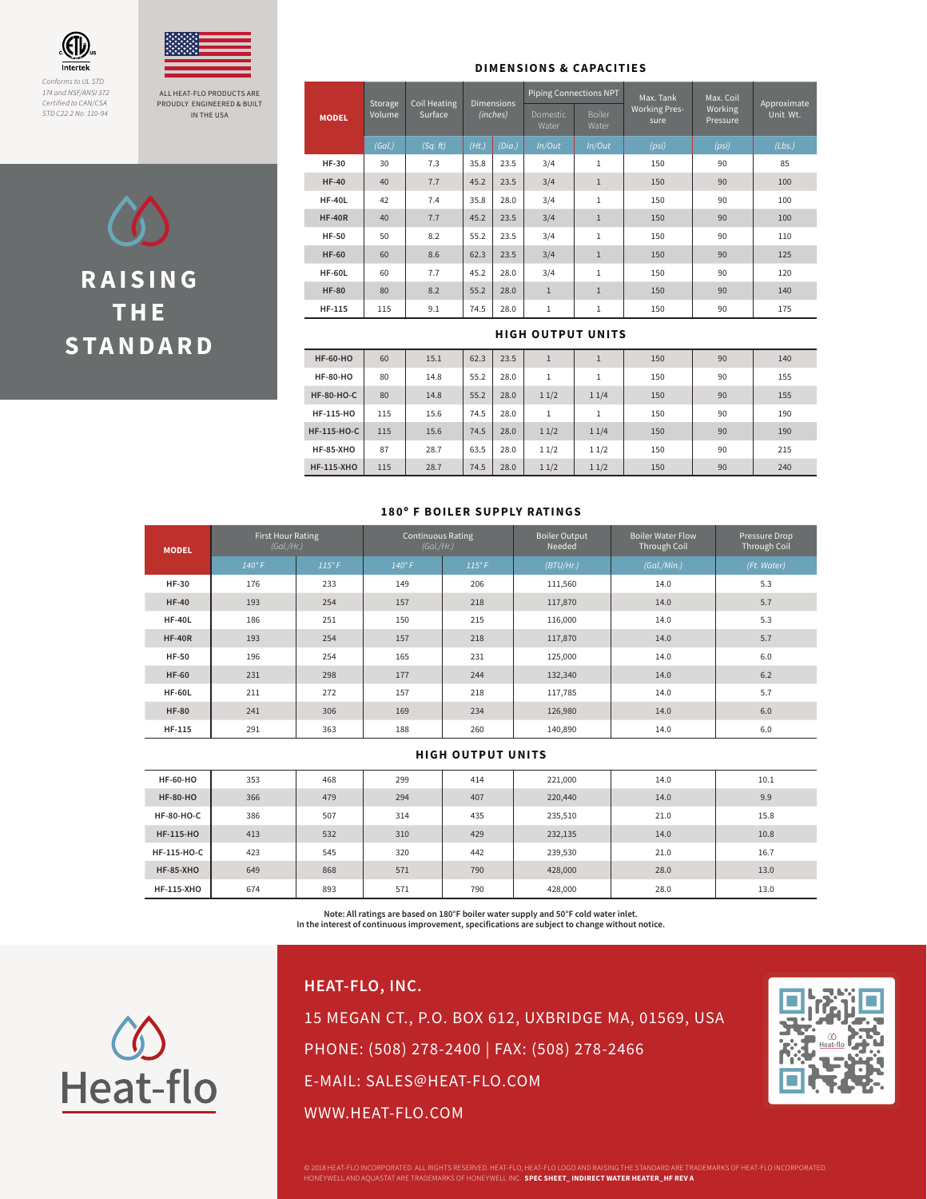Conforms to UL STD 174 and NSF/ANSI 372 Certified to CAN/CSA STD C22.2 No. 110-94

ALL HEAT-FLO PRODUCTS ARE PROUDLY ENGINEERED & BUILT IN THE USA

# RAISING THE STANDARD

## DIMENSIONS & CAPACITIES

| MODEL | Storage Volume | Coil Heating Surface | Dimensions (inches) | | Piping Connections NPT | | Max. Tank Working Pressure | Max. Coil Working Pressure | Approximate Unit Wt. |
|---|---|---|---|---|---|---|---|---|---|
| | | | | | Domestic Water | Boiler Water | | | |
| | (Gal.) | (Sq. ft) | (Ht.) | (Dia.) | In/Out | In/Out | (psi) | (psi) | (Lbs.) |
| HF-30 | 30 | 7.3 | 35.8 | 23.5 | 3/4 | 1 | 150 | 90 | 85 |
| HF-40 | 40 | 7.7 | 45.2 | 23.5 | 3/4 | 1 | 150 | 90 | 100 |
| HF-40L | 42 | 7.4 | 35.8 | 28.0 | 3/4 | 1 | 150 | 90 | 100 |
| HF-40R | 40 | 7.7 | 45.2 | 23.5 | 3/4 | 1 | 150 | 90 | 100 |
| HF-50 | 50 | 8.2 | 55.2 | 23.5 | 3/4 | 1 | 150 | 90 | 110 |
| HF-60 | 60 | 8.6 | 62.3 | 23.5 | 3/4 | 1 | 150 | 90 | 125 |
| HF-60L | 60 | 7.7 | 45.2 | 28.0 | 3/4 | 1 | 150 | 90 | 120 |
| HF-80 | 80 | 8.2 | 55.2 | 28.0 | 1 | 1 | 150 | 90 | 140 |
| HF-115 | 115 | 9.1 | 74.5 | 28.0 | 1 | 1 | 150 | 90 | 175 |

### HIGH OUTPUT UNITS

| | | | | | | | | | |
|---|---|---|---|---|---|---|---|---|---|
| HF-60-HO | 60 | 15.1 | 62.3 | 23.5 | 1 | 1 | 150 | 90 | 140 |
| HF-80-HO | 80 | 14.8 | 55.2 | 28.0 | 1 | 1 | 150 | 90 | 155 |
| HF-80-HO-C | 80 | 14.8 | 55.2 | 28.0 | 1 1/2 | 1 1/4 | 150 | 90 | 155 |
| HF-115-HO | 115 | 15.6 | 74.5 | 28.0 | 1 | 1 | 150 | 90 | 190 |
| HF-115-HO-C | 115 | 15.6 | 74.5 | 28.0 | 1 1/2 | 1 1/4 | 150 | 90 | 190 |
| HF-85-XHO | 87 | 28.7 | 63.5 | 28.0 | 1 1/2 | 1 1/2 | 150 | 90 | 215 |
| HF-115-XHO | 115 | 28.7 | 74.5 | 28.0 | 1 1/2 | 1 1/2 | 150 | 90 | 240 |

## 180° F BOILER SUPPLY RATINGS

| MODEL | First Hour Rating (Gal./Hr.) | | Continuous Rating (Gal./Hr.) | | Boiler Output Needed | Boiler Water Flow Through Coil | Pressure Drop Through Coil |
|---|---|---|---|---|---|---|---|
| | 140° F | 115° F | 140° F | 115° F | (BTU/Hr.) | (Gal./Min.) | (Ft. Water) |
| HF-30 | 176 | 233 | 149 | 206 | 111,560 | 14.0 | 5.3 |
| HF-40 | 193 | 254 | 157 | 218 | 117,870 | 14.0 | 5.7 |
| HF-40L | 186 | 251 | 150 | 215 | 116,000 | 14.0 | 5.3 |
| HF-40R | 193 | 254 | 157 | 218 | 117,870 | 14.0 | 5.7 |
| HF-50 | 196 | 254 | 165 | 231 | 125,000 | 14.0 | 6.0 |
| HF-60 | 231 | 298 | 177 | 244 | 132,340 | 14.0 | 6.2 |
| HF-60L | 211 | 272 | 157 | 218 | 117,785 | 14.0 | 5.7 |
| HF-80 | 241 | 306 | 169 | 234 | 126,980 | 14.0 | 6.0 |
| HF-115 | 291 | 363 | 188 | 260 | 140,890 | 14.0 | 6.0 |

### HIGH OUTPUT UNITS

| | | | | | | | |
|---|---|---|---|---|---|---|---|
| HF-60-HO | 353 | 468 | 299 | 414 | 221,000 | 14.0 | 10.1 |
| HF-80-HO | 366 | 479 | 294 | 407 | 220,440 | 14.0 | 9.9 |
| HF-80-HO-C | 386 | 507 | 314 | 435 | 235,510 | 21.0 | 15.8 |
| HF-115-HO | 413 | 532 | 310 | 429 | 232,135 | 14.0 | 10.8 |
| HF-115-HO-C | 423 | 545 | 320 | 442 | 239,530 | 21.0 | 16.7 |
| HF-85-XHO | 649 | 868 | 571 | 790 | 428,000 | 28.0 | 13.0 |
| HF-115-XHO | 674 | 893 | 571 | 790 | 428,000 | 28.0 | 13.0 |

**Note: All ratings are based on 180°F boiler water supply and 50°F cold water inlet.**
**In the interest of continuous improvement, specifications are subject to change without notice.**

Heat-flo

**HEAT-FLO, INC.**

15 MEGAN CT., P.O. BOX 612, UXBRIDGE MA, 01569, USA

PHONE: (508) 278-2400 | FAX: (508) 278-2466

E-MAIL: SALES@HEAT-FLO.COM

WWW.HEAT-FLO.COM

© 2018 HEAT-FLO INCORPORATED. ALL RIGHTS RESERVED. HEAT-FLO, HEAT-FLO LOGO AND RAISING THE STANDARD ARE TRADEMARKS OF HEAT-FLO INCORPORATED. HONEYWELL AND AQUASTAT ARE TRADEMARKS OF HONEYWELL INC. **SPEC SHEET_ INDIRECT WATER HEATER_HF REV A**